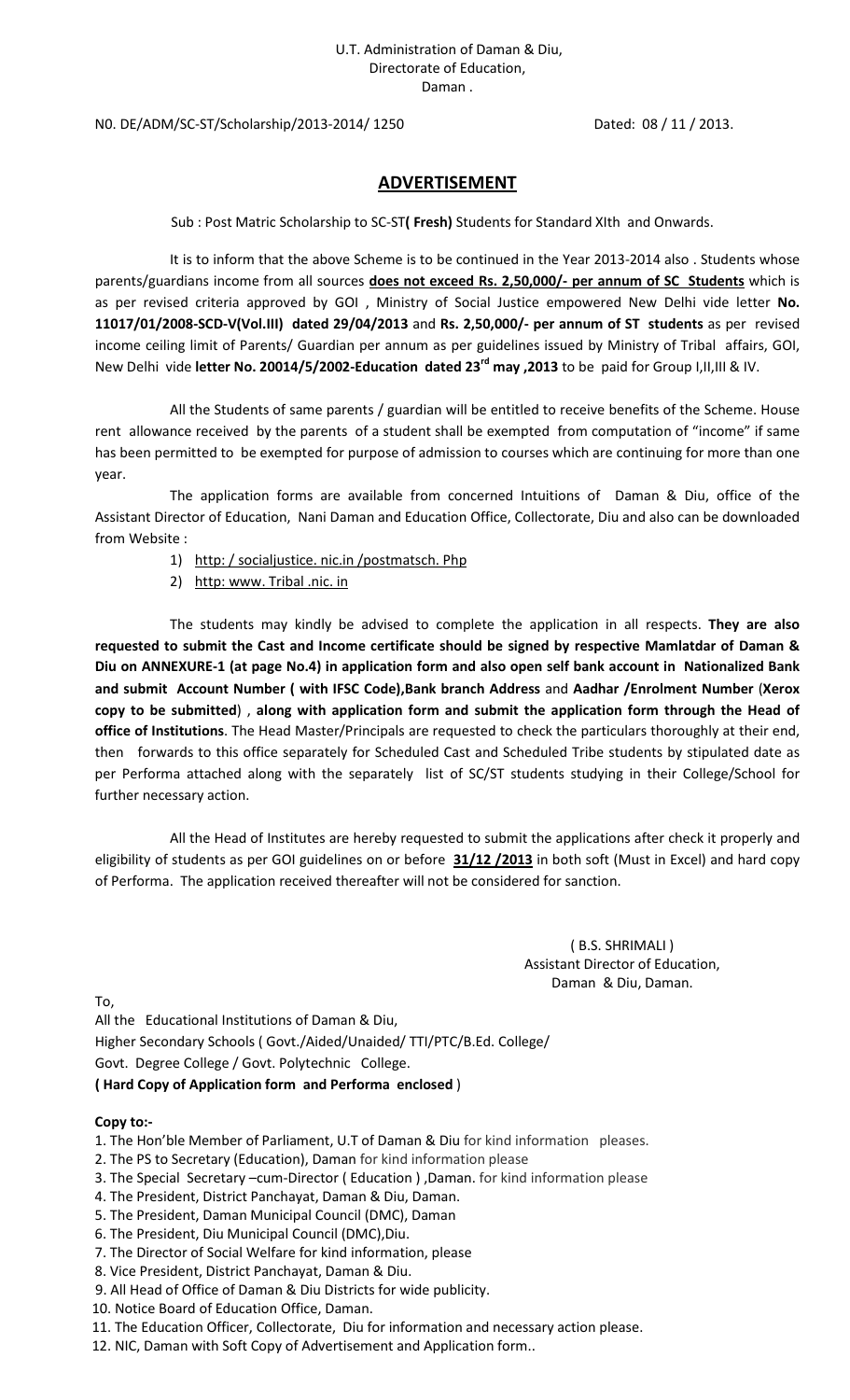U.T. Administration of Daman & Diu,
Directorate of Education,
Daman .

N0. DE/ADM/SC-ST/Scholarship/2013-2014/ 1250 Dated: 08 / 11 / 2013.

## ADVERTISEMENT

Sub : Post Matric Scholarship to SC-ST**( Fresh)** Students for Standard XIth and Onwards.

It is to inform that the above Scheme is to be continued in the Year 2013-2014 also . Students whose parents/guardians income from all sources **does not exceed Rs. 2,50,000/- per annum of SC Students** which is as per revised criteria approved by GOI , Ministry of Social Justice empowered New Delhi vide letter **No. 11017/01/2008-SCD-V(Vol.III) dated 29/04/2013** and **Rs. 2,50,000/- per annum of ST students** as per revised income ceiling limit of Parents/ Guardian per annum as per guidelines issued by Ministry of Tribal affairs, GOI, New Delhi vide **letter No. 20014/5/2002-Education dated 23rd may ,2013** to be paid for Group I,II,III & IV.

All the Students of same parents / guardian will be entitled to receive benefits of the Scheme. House rent allowance received by the parents of a student shall be exempted from computation of "income" if same has been permitted to be exempted for purpose of admission to courses which are continuing for more than one year.

The application forms are available from concerned Intuitions of Daman & Diu, office of the Assistant Director of Education, Nani Daman and Education Office, Collectorate, Diu and also can be downloaded from Website :

1) http: / socialjustice. nic.in /postmatsch. Php
2) http: www. Tribal .nic. in

The students may kindly be advised to complete the application in all respects. **They are also requested to submit the Cast and Income certificate should be signed by respective Mamlatdar of Daman & Diu on ANNEXURE-1 (at page No.4) in application form and also open self bank account in Nationalized Bank and submit Account Number ( with IFSC Code),Bank branch Address** and **Aadhar /Enrolment Number** (**Xerox copy to be submitted**) , **along with application form and submit the application form through the Head of office of Institutions**. The Head Master/Principals are requested to check the particulars thoroughly at their end, then forwards to this office separately for Scheduled Cast and Scheduled Tribe students by stipulated date as per Performa attached along with the separately list of SC/ST students studying in their College/School for further necessary action.

All the Head of Institutes are hereby requested to submit the applications after check it properly and eligibility of students as per GOI guidelines on or before **31/12 /2013** in both soft (Must in Excel) and hard copy of Performa. The application received thereafter will not be considered for sanction.

( B.S. SHRIMALI )
Assistant Director of Education,
Daman & Diu, Daman.

To,
All the Educational Institutions of Daman & Diu,
Higher Secondary Schools ( Govt./Aided/Unaided/ TTI/PTC/B.Ed. College/
Govt. Degree College / Govt. Polytechnic College.
**( Hard Copy of Application form and Performa enclosed** )

**Copy to:-**

1. The Hon'ble Member of Parliament, U.T of Daman & Diu for kind information pleases.
2. The PS to Secretary (Education), Daman for kind information please
3. The Special Secretary –cum-Director ( Education ) ,Daman. for kind information please
4. The President, District Panchayat, Daman & Diu, Daman.
5. The President, Daman Municipal Council (DMC), Daman
6. The President, Diu Municipal Council (DMC),Diu.
7. The Director of Social Welfare for kind information, please
8. Vice President, District Panchayat, Daman & Diu.
9. All Head of Office of Daman & Diu Districts for wide publicity.
10. Notice Board of Education Office, Daman.
11. The Education Officer, Collectorate, Diu for information and necessary action please.
12. NIC, Daman with Soft Copy of Advertisement and Application form..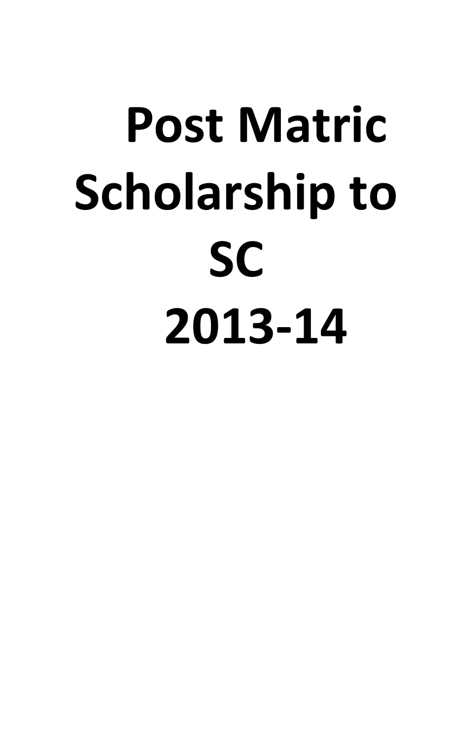# Post Matric Scholarship to SC 2013-14